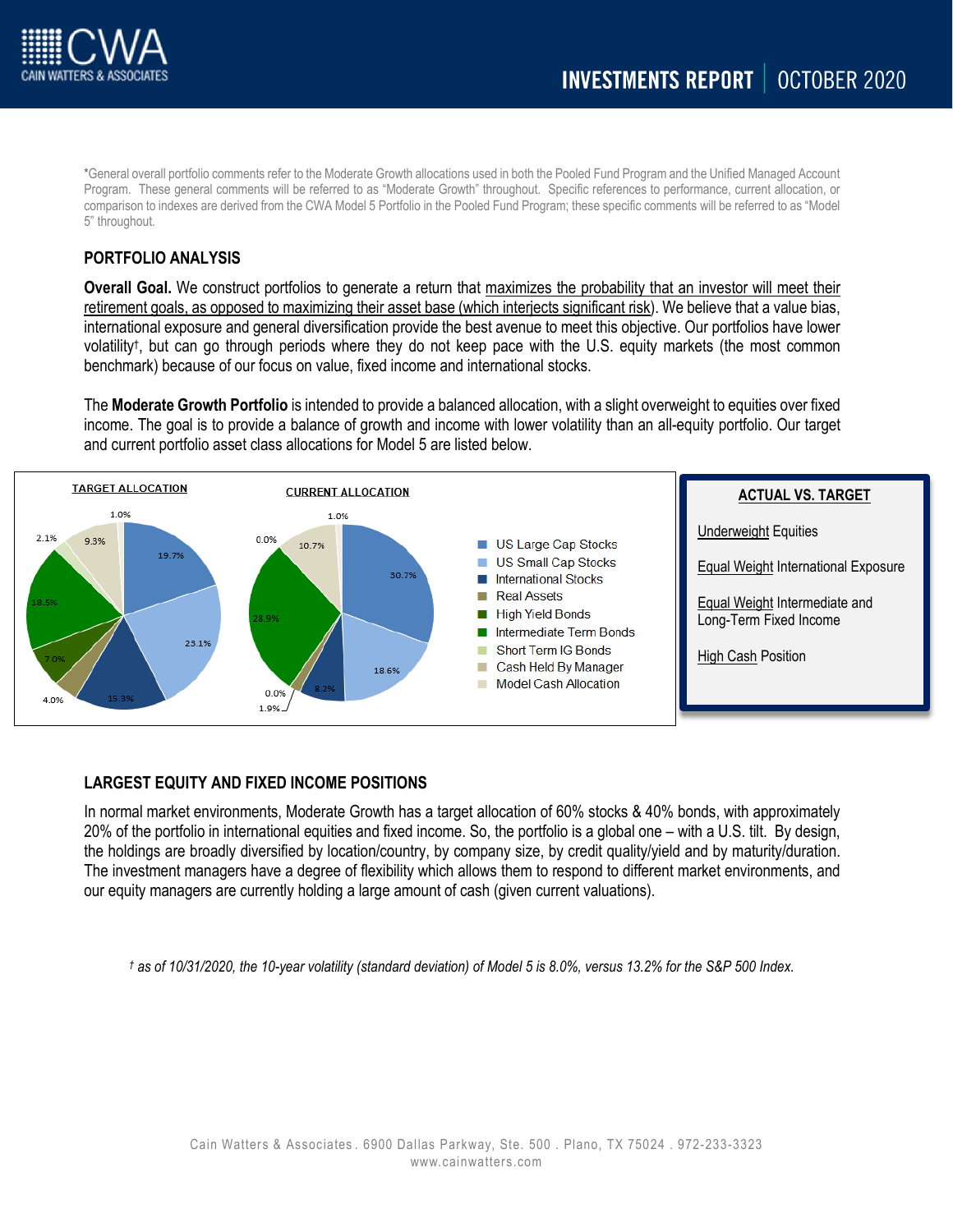*General overall portfolio comments refer to the Moderate Growth allocations used in both the Pooled Fund Program and the Unified Managed Account Program. These general comments will be referred to as "Moderate Growth" throughout. Specific references to performance, current allocation, or comparison to indexes are derived from the CWA Model 5 Portfolio in the Pooled Fund Program; these specific comments will be referred to as "Model 5" throughout.

## PORTFOLIO ANALYSIS

**Overall Goal.** We construct portfolios to generate a return that maximizes the probability that an investor will meet their retirement goals, as opposed to maximizing their asset base (which interjects significant risk). We believe that a value bias, international exposure and general diversification provide the best avenue to meet this objective. Our portfolios have lower volatility†, but can go through periods where they do not keep pace with the U.S. equity markets (the most common benchmark) because of our focus on value, fixed income and international stocks.

The **Moderate Growth Portfolio** is intended to provide a balanced allocation, with a slight overweight to equities over fixed income. The goal is to provide a balance of growth and income with lower volatility than an all-equity portfolio. Our target and current portfolio asset class allocations for Model 5 are listed below.

| Asset Class | Target Allocation | Current Allocation |
|---|---|---|
| US Large Cap Stocks | 19.7% | 30.7% |
| US Small Cap Stocks | 23.1% | 18.6% |
| International Stocks | 15.3% | 8.2% |
| Real Assets | 4.0% | 1.9% |
| High Yield Bonds | 7.0% | 0.0% |
| Intermediate Term Bonds | 18.5% | 28.9% |
| Short Term IG Bonds | 2.1% | 0.0% |
| Cash Held By Manager | 9.3% | 10.7% |
| Model Cash Allocation | 1.0% | 1.0% |

**ACTUAL VS. TARGET**

Underweight Equities

Equal Weight International Exposure

Equal Weight Intermediate and Long-Term Fixed Income

High Cash Position

## LARGEST EQUITY AND FIXED INCOME POSITIONS

In normal market environments, Moderate Growth has a target allocation of 60% stocks & 40% bonds, with approximately 20% of the portfolio in international equities and fixed income. So, the portfolio is a global one – with a U.S. tilt. By design, the holdings are broadly diversified by location/country, by company size, by credit quality/yield and by maturity/duration. The investment managers have a degree of flexibility which allows them to respond to different market environments, and our equity managers are currently holding a large amount of cash (given current valuations).

*† as of 10/31/2020, the 10-year volatility (standard deviation) of Model 5 is 8.0%, versus 13.2% for the S&P 500 Index.*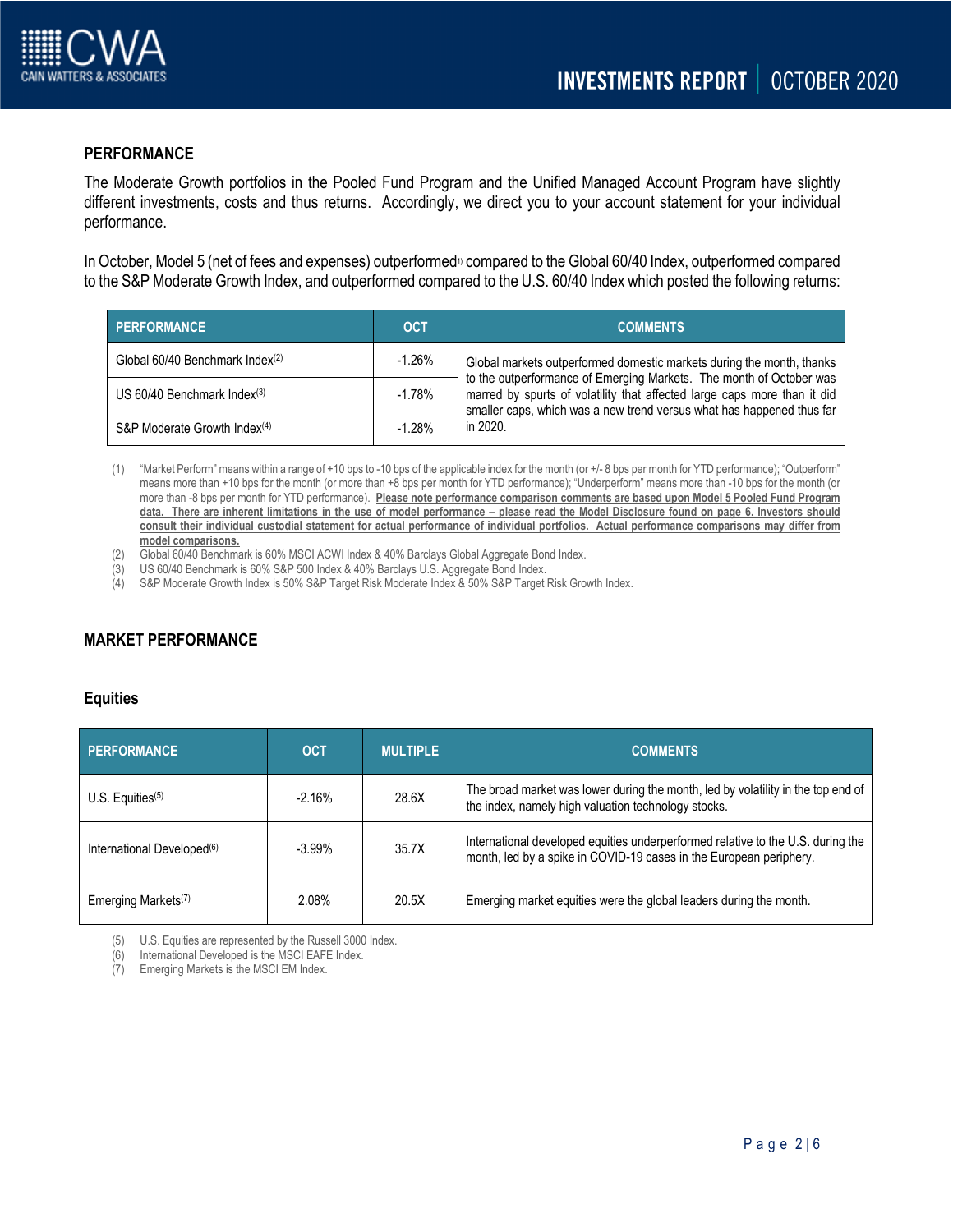## PERFORMANCE

The Moderate Growth portfolios in the Pooled Fund Program and the Unified Managed Account Program have slightly different investments, costs and thus returns. Accordingly, we direct you to your account statement for your individual performance.

In October, Model 5 (net of fees and expenses) outperformed[1] compared to the Global 60/40 Index, outperformed compared to the S&P Moderate Growth Index, and outperformed compared to the U.S. 60/40 Index which posted the following returns:

| PERFORMANCE | OCT | COMMENTS |
|---|---|---|
| Global 60/40 Benchmark Index[2] | -1.26% | Global markets outperformed domestic markets during the month, thanks to the outperformance of Emerging Markets. The month of October was marred by spurts of volatility that affected large caps more than it did smaller caps, which was a new trend versus what has happened thus far in 2020. |
| US 60/40 Benchmark Index[3] | -1.78% | |
| S&P Moderate Growth Index[4] | -1.28% | |

(1) "Market Perform" means within a range of +10 bps to -10 bps of the applicable index for the month (or +/- 8 bps per month for YTD performance); "Outperform" means more than +10 bps for the month (or more than +8 bps per month for YTD performance); "Underperform" means more than -10 bps for the month (or more than -8 bps per month for YTD performance). **Please note performance comparison comments are based upon Model 5 Pooled Fund Program data. There are inherent limitations in the use of model performance – please read the Model Disclosure found on page 6. Investors should consult their individual custodial statement for actual performance of individual portfolios. Actual performance comparisons may differ from model comparisons.**

(2) Global 60/40 Benchmark is 60% MSCI ACWI Index & 40% Barclays Global Aggregate Bond Index.

(3) US 60/40 Benchmark is 60% S&P 500 Index & 40% Barclays U.S. Aggregate Bond Index.

(4) S&P Moderate Growth Index is 50% S&P Target Risk Moderate Index & 50% S&P Target Risk Growth Index.

## MARKET PERFORMANCE

### Equities

| PERFORMANCE | OCT | MULTIPLE | COMMENTS |
|---|---|---|---|
| U.S. Equities[5] | -2.16% | 28.6X | The broad market was lower during the month, led by volatility in the top end of the index, namely high valuation technology stocks. |
| International Developed[6] | -3.99% | 35.7X | International developed equities underperformed relative to the U.S. during the month, led by a spike in COVID-19 cases in the European periphery. |
| Emerging Markets[7] | 2.08% | 20.5X | Emerging market equities were the global leaders during the month. |

(5) U.S. Equities are represented by the Russell 3000 Index.

(6) International Developed is the MSCI EAFE Index.

(7) Emerging Markets is the MSCI EM Index.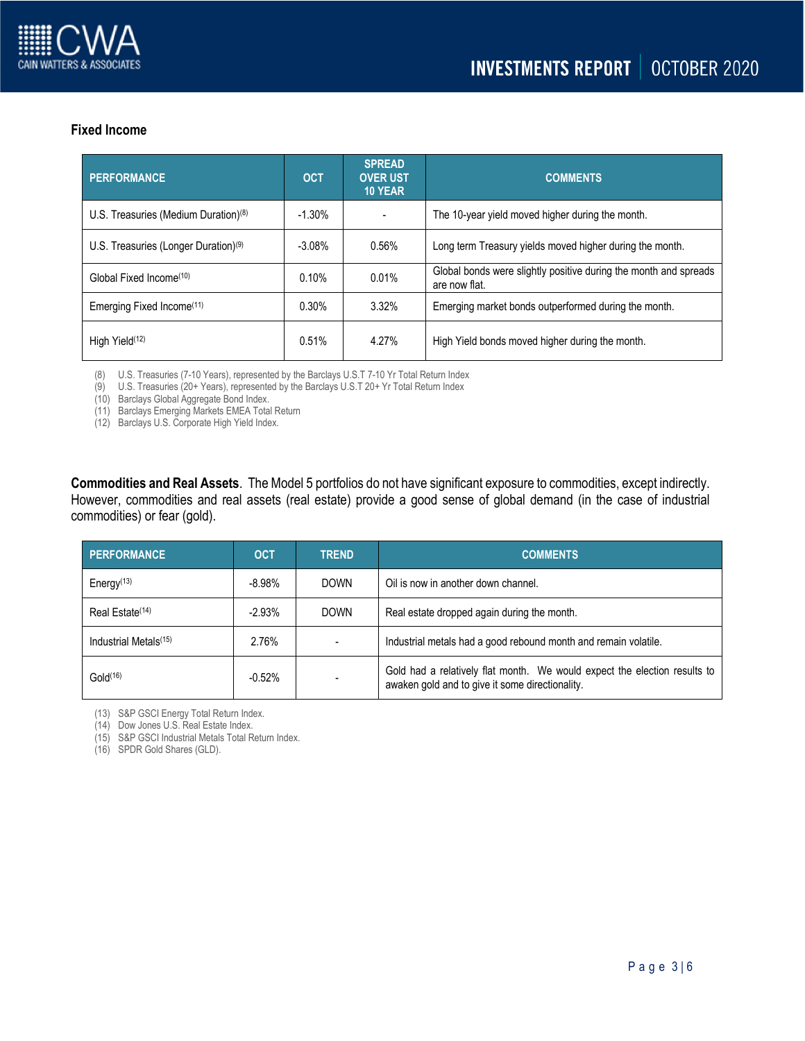## Fixed Income

| PERFORMANCE | OCT | SPREAD OVER UST 10 YEAR | COMMENTS |
|---|---|---|---|
| U.S. Treasuries (Medium Duration)[8] | -1.30% | - | The 10-year yield moved higher during the month. |
| U.S. Treasuries (Longer Duration)[9] | -3.08% | 0.56% | Long term Treasury yields moved higher during the month. |
| Global Fixed Income[10] | 0.10% | 0.01% | Global bonds were slightly positive during the month and spreads are now flat. |
| Emerging Fixed Income[11] | 0.30% | 3.32% | Emerging market bonds outperformed during the month. |
| High Yield[12] | 0.51% | 4.27% | High Yield bonds moved higher during the month. |

(8) U.S. Treasuries (7-10 Years), represented by the Barclays U.S.T 7-10 Yr Total Return Index
(9) U.S. Treasuries (20+ Years), represented by the Barclays U.S.T 20+ Yr Total Return Index
(10) Barclays Global Aggregate Bond Index.
(11) Barclays Emerging Markets EMEA Total Return
(12) Barclays U.S. Corporate High Yield Index.

**Commodities and Real Assets**. The Model 5 portfolios do not have significant exposure to commodities, except indirectly. However, commodities and real assets (real estate) provide a good sense of global demand (in the case of industrial commodities) or fear (gold).

| PERFORMANCE | OCT | TREND | COMMENTS |
|---|---|---|---|
| Energy[13] | -8.98% | DOWN | Oil is now in another down channel. |
| Real Estate[14] | -2.93% | DOWN | Real estate dropped again during the month. |
| Industrial Metals[15] | 2.76% | - | Industrial metals had a good rebound month and remain volatile. |
| Gold[16] | -0.52% | - | Gold had a relatively flat month. We would expect the election results to awaken gold and to give it some directionality. |

(13) S&P GSCI Energy Total Return Index.
(14) Dow Jones U.S. Real Estate Index.
(15) S&P GSCI Industrial Metals Total Return Index.
(16) SPDR Gold Shares (GLD).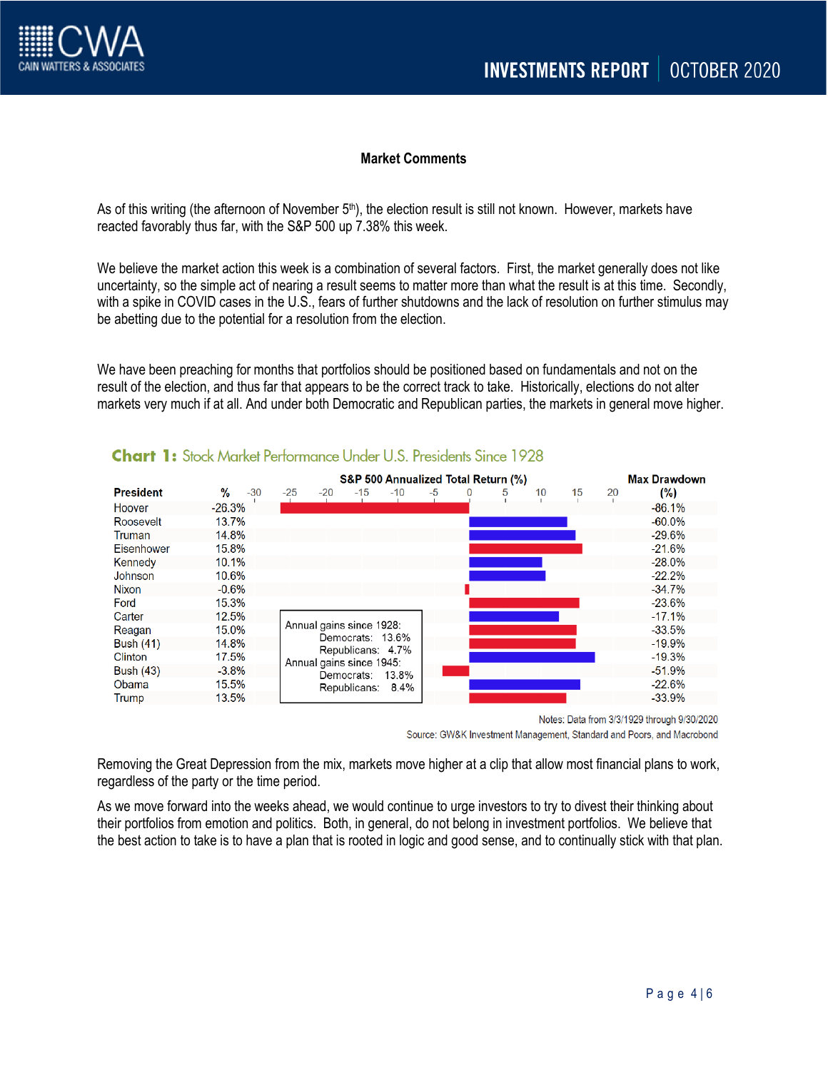## Market Comments

As of this writing (the afternoon of November 5th), the election result is still not known. However, markets have reacted favorably thus far, with the S&P 500 up 7.38% this week.

We believe the market action this week is a combination of several factors. First, the market generally does not like uncertainty, so the simple act of nearing a result seems to matter more than what the result is at this time. Secondly, with a spike in COVID cases in the U.S., fears of further shutdowns and the lack of resolution on further stimulus may be abetting due to the potential for a resolution from the election.

We have been preaching for months that portfolios should be positioned based on fundamentals and not on the result of the election, and thus far that appears to be the correct track to take. Historically, elections do not alter markets very much if at all. And under both Democratic and Republican parties, the markets in general move higher.

**Chart 1:** Stock Market Performance Under U.S. Presidents Since 1928

| President | S&P 500 Annualized Total Return (%) | Max Drawdown (%) |
|---|---|---|
| Hoover | -26.3% | -86.1% |
| Roosevelt | 13.7% | -60.0% |
| Truman | 14.8% | -29.6% |
| Eisenhower | 15.8% | -21.6% |
| Kennedy | 10.1% | -28.0% |
| Johnson | 10.6% | -22.2% |
| Nixon | -0.6% | -34.7% |
| Ford | 15.3% | -23.6% |
| Carter | 12.5% | -17.1% |
| Reagan | 15.0% | -33.5% |
| Bush (41) | 14.8% | -19.9% |
| Clinton | 17.5% | -19.3% |
| Bush (43) | -3.8% | -51.9% |
| Obama | 15.5% | -22.6% |
| Trump | 13.5% | -33.9% |

Annual gains since 1928:
Democrats: 13.6%
Republicans: 4.7%
Annual gains since 1945:
Democrats: 13.8%
Republicans: 8.4%

Notes: Data from 3/3/1929 through 9/30/2020

Source: GW&K Investment Management, Standard and Poors, and Macrobond

Removing the Great Depression from the mix, markets move higher at a clip that allow most financial plans to work, regardless of the party or the time period.

As we move forward into the weeks ahead, we would continue to urge investors to try to divest their thinking about their portfolios from emotion and politics. Both, in general, do not belong in investment portfolios. We believe that the best action to take is to have a plan that is rooted in logic and good sense, and to continually stick with that plan.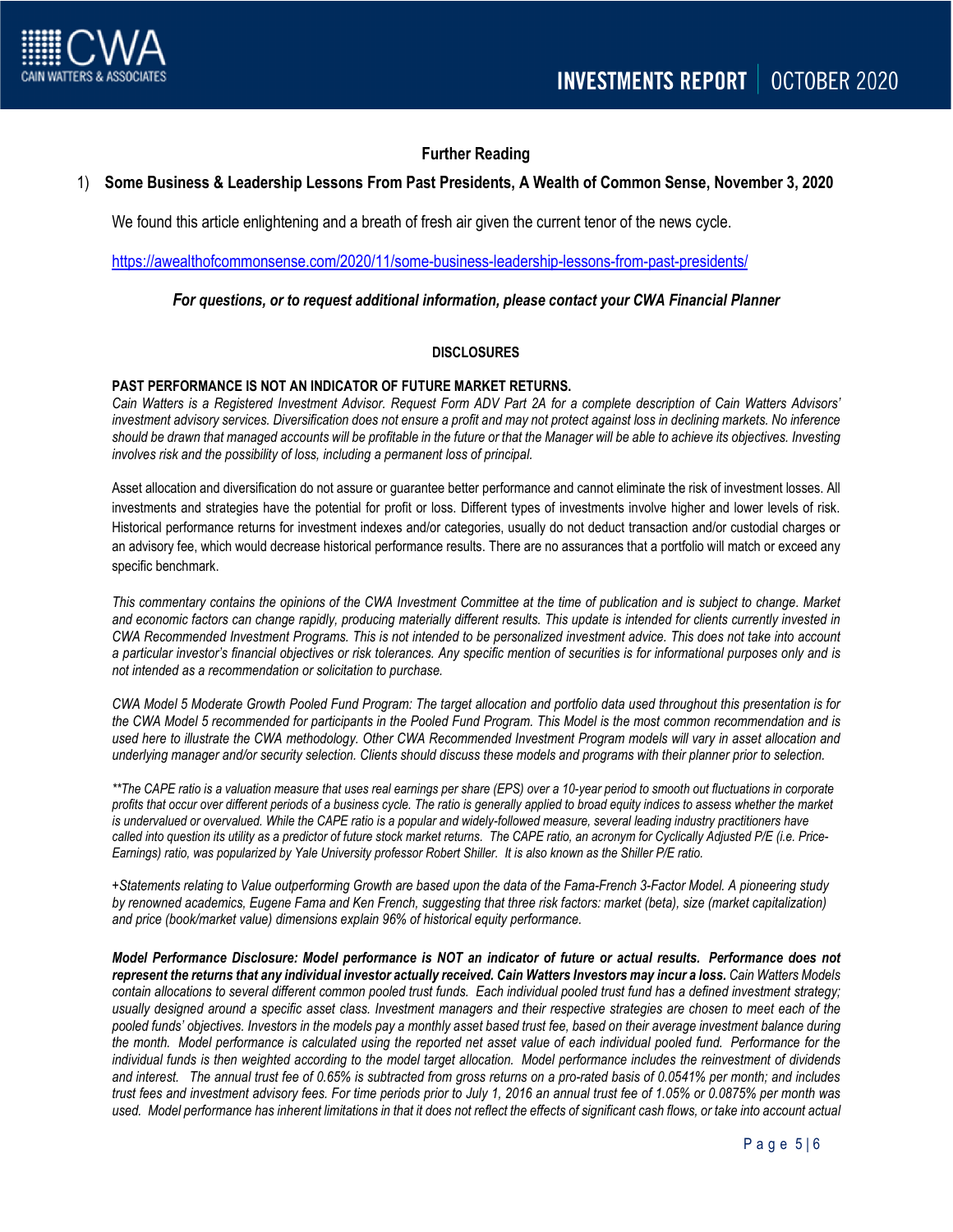## Further Reading

1) **Some Business & Leadership Lessons From Past Presidents, A Wealth of Common Sense, November 3, 2020**

We found this article enlightening and a breath of fresh air given the current tenor of the news cycle.

https://awealthofcommonsense.com/2020/11/some-business-leadership-lessons-from-past-presidents/

***For questions, or to request additional information, please contact your CWA Financial Planner***

### DISCLOSURES

**PAST PERFORMANCE IS NOT AN INDICATOR OF FUTURE MARKET RETURNS.**
*Cain Watters is a Registered Investment Advisor. Request Form ADV Part 2A for a complete description of Cain Watters Advisors' investment advisory services. Diversification does not ensure a profit and may not protect against loss in declining markets. No inference should be drawn that managed accounts will be profitable in the future or that the Manager will be able to achieve its objectives. Investing involves risk and the possibility of loss, including a permanent loss of principal.*

Asset allocation and diversification do not assure or guarantee better performance and cannot eliminate the risk of investment losses. All investments and strategies have the potential for profit or loss. Different types of investments involve higher and lower levels of risk. Historical performance returns for investment indexes and/or categories, usually do not deduct transaction and/or custodial charges or an advisory fee, which would decrease historical performance results. There are no assurances that a portfolio will match or exceed any specific benchmark.

*This commentary contains the opinions of the CWA Investment Committee at the time of publication and is subject to change. Market and economic factors can change rapidly, producing materially different results. This update is intended for clients currently invested in CWA Recommended Investment Programs. This is not intended to be personalized investment advice. This does not take into account a particular investor's financial objectives or risk tolerances. Any specific mention of securities is for informational purposes only and is not intended as a recommendation or solicitation to purchase.*

*CWA Model 5 Moderate Growth Pooled Fund Program: The target allocation and portfolio data used throughout this presentation is for the CWA Model 5 recommended for participants in the Pooled Fund Program. This Model is the most common recommendation and is used here to illustrate the CWA methodology. Other CWA Recommended Investment Program models will vary in asset allocation and underlying manager and/or security selection. Clients should discuss these models and programs with their planner prior to selection.*

*\*\*The CAPE ratio is a valuation measure that uses real earnings per share (EPS) over a 10-year period to smooth out fluctuations in corporate profits that occur over different periods of a business cycle. The ratio is generally applied to broad equity indices to assess whether the market is undervalued or overvalued. While the CAPE ratio is a popular and widely-followed measure, several leading industry practitioners have called into question its utility as a predictor of future stock market returns. The CAPE ratio, an acronym for Cyclically Adjusted P/E (i.e. Price-Earnings) ratio, was popularized by Yale University professor Robert Shiller. It is also known as the Shiller P/E ratio.*

*+Statements relating to Value outperforming Growth are based upon the data of the Fama-French 3-Factor Model. A pioneering study by renowned academics, Eugene Fama and Ken French, suggesting that three risk factors: market (beta), size (market capitalization) and price (book/market value) dimensions explain 96% of historical equity performance.*

***Model Performance Disclosure: Model performance is NOT an indicator of future or actual results. Performance does not represent the returns that any individual investor actually received. Cain Watters Investors may incur a loss.*** *Cain Watters Models contain allocations to several different common pooled trust funds. Each individual pooled trust fund has a defined investment strategy; usually designed around a specific asset class. Investment managers and their respective strategies are chosen to meet each of the pooled funds' objectives. Investors in the models pay a monthly asset based trust fee, based on their average investment balance during the month. Model performance is calculated using the reported net asset value of each individual pooled fund. Performance for the individual funds is then weighted according to the model target allocation. Model performance includes the reinvestment of dividends and interest. The annual trust fee of 0.65% is subtracted from gross returns on a pro-rated basis of 0.0541% per month; and includes trust fees and investment advisory fees. For time periods prior to July 1, 2016 an annual trust fee of 1.05% or 0.0875% per month was used. Model performance has inherent limitations in that it does not reflect the effects of significant cash flows, or take into account actual*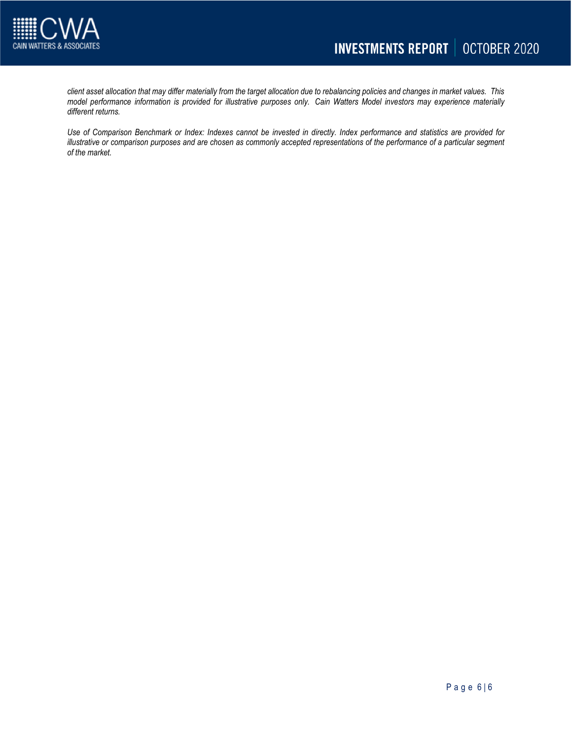*client asset allocation that may differ materially from the target allocation due to rebalancing policies and changes in market values. This model performance information is provided for illustrative purposes only. Cain Watters Model investors may experience materially different returns.*

*Use of Comparison Benchmark or Index: Indexes cannot be invested in directly. Index performance and statistics are provided for illustrative or comparison purposes and are chosen as commonly accepted representations of the performance of a particular segment of the market.*